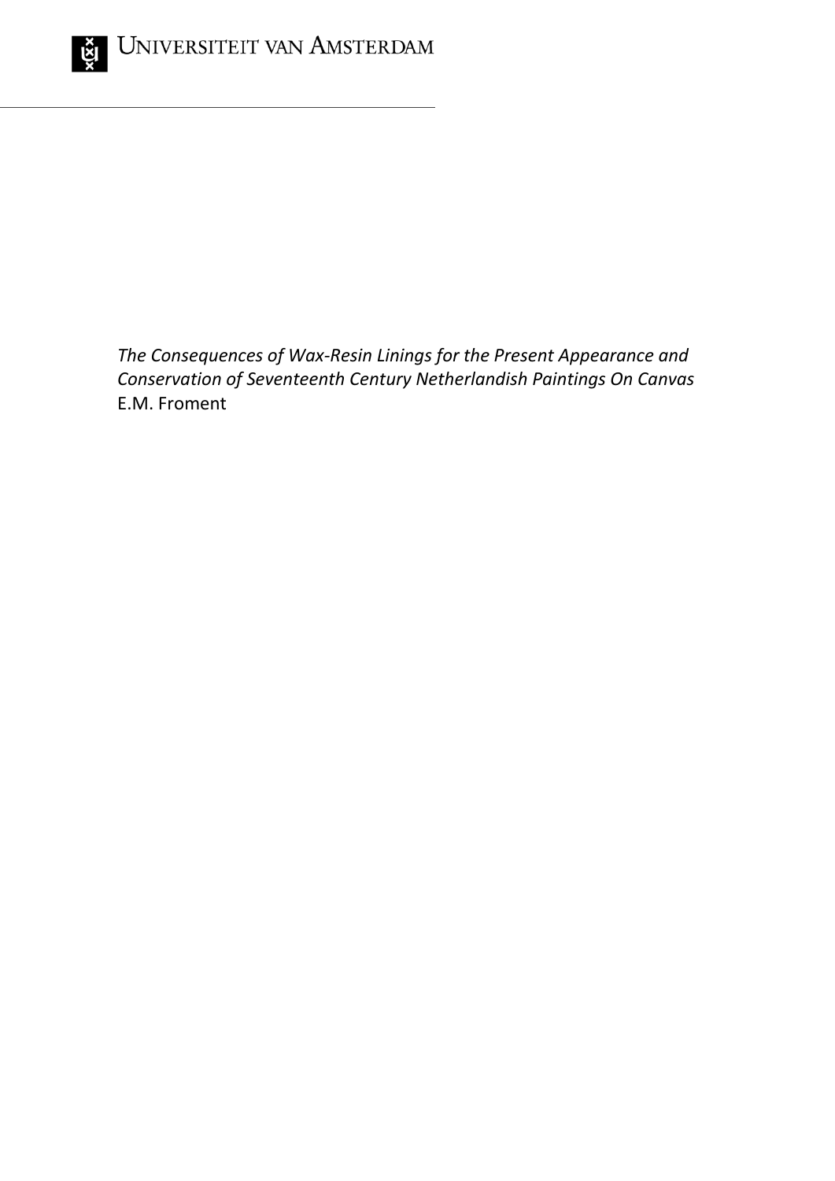Universiteit van Amsterdam

*The Consequences of Wax-Resin Linings for the Present Appearance and Conservation of Seventeenth Century Netherlandish Paintings On Canvas*

E.M. Froment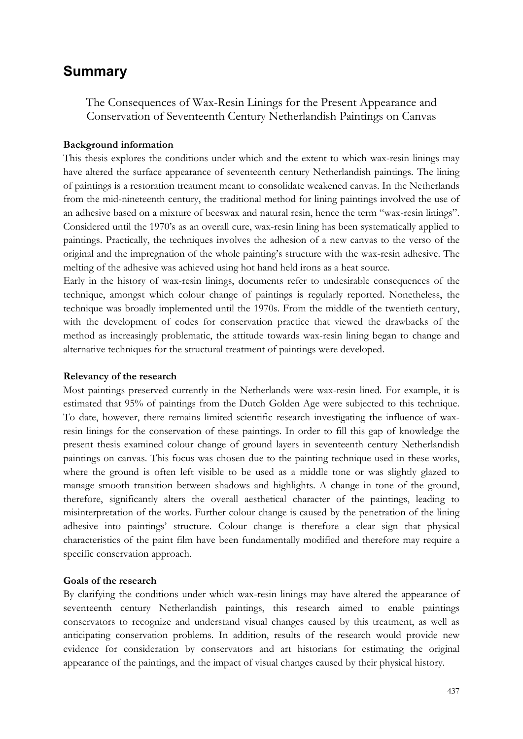# Summary

The Consequences of Wax-Resin Linings for the Present Appearance and Conservation of Seventeenth Century Netherlandish Paintings on Canvas

**Background information**

This thesis explores the conditions under which and the extent to which wax-resin linings may have altered the surface appearance of seventeenth century Netherlandish paintings. The lining of paintings is a restoration treatment meant to consolidate weakened canvas. In the Netherlands from the mid-nineteenth century, the traditional method for lining paintings involved the use of an adhesive based on a mixture of beeswax and natural resin, hence the term "wax-resin linings". Considered until the 1970's as an overall cure, wax-resin lining has been systematically applied to paintings. Practically, the techniques involves the adhesion of a new canvas to the verso of the original and the impregnation of the whole painting's structure with the wax-resin adhesive. The melting of the adhesive was achieved using hot hand held irons as a heat source.

Early in the history of wax-resin linings, documents refer to undesirable consequences of the technique, amongst which colour change of paintings is regularly reported. Nonetheless, the technique was broadly implemented until the 1970s. From the middle of the twentieth century, with the development of codes for conservation practice that viewed the drawbacks of the method as increasingly problematic, the attitude towards wax-resin lining began to change and alternative techniques for the structural treatment of paintings were developed.

**Relevancy of the research**

Most paintings preserved currently in the Netherlands were wax-resin lined. For example, it is estimated that 95% of paintings from the Dutch Golden Age were subjected to this technique. To date, however, there remains limited scientific research investigating the influence of wax-resin linings for the conservation of these paintings. In order to fill this gap of knowledge the present thesis examined colour change of ground layers in seventeenth century Netherlandish paintings on canvas. This focus was chosen due to the painting technique used in these works, where the ground is often left visible to be used as a middle tone or was slightly glazed to manage smooth transition between shadows and highlights. A change in tone of the ground, therefore, significantly alters the overall aesthetical character of the paintings, leading to misinterpretation of the works. Further colour change is caused by the penetration of the lining adhesive into paintings' structure. Colour change is therefore a clear sign that physical characteristics of the paint film have been fundamentally modified and therefore may require a specific conservation approach.

**Goals of the research**

By clarifying the conditions under which wax-resin linings may have altered the appearance of seventeenth century Netherlandish paintings, this research aimed to enable paintings conservators to recognize and understand visual changes caused by this treatment, as well as anticipating conservation problems. In addition, results of the research would provide new evidence for consideration by conservators and art historians for estimating the original appearance of the paintings, and the impact of visual changes caused by their physical history.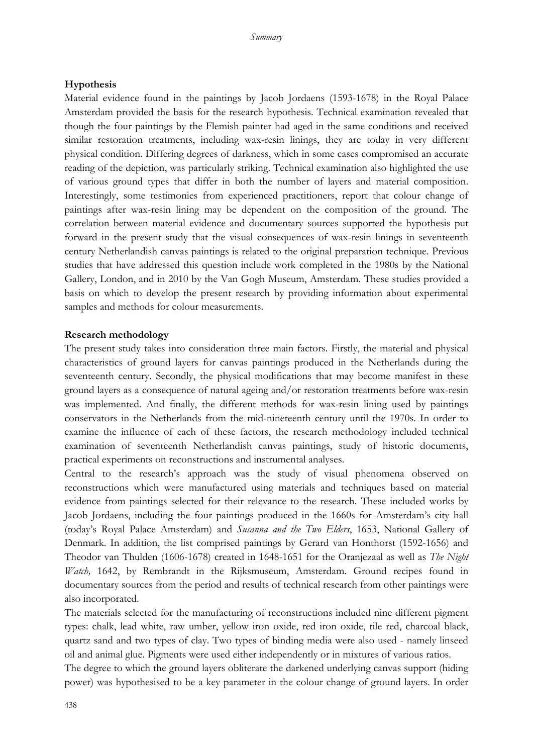## Hypothesis

Material evidence found in the paintings by Jacob Jordaens (1593-1678) in the Royal Palace Amsterdam provided the basis for the research hypothesis. Technical examination revealed that though the four paintings by the Flemish painter had aged in the same conditions and received similar restoration treatments, including wax-resin linings, they are today in very different physical condition. Differing degrees of darkness, which in some cases compromised an accurate reading of the depiction, was particularly striking. Technical examination also highlighted the use of various ground types that differ in both the number of layers and material composition. Interestingly, some testimonies from experienced practitioners, report that colour change of paintings after wax-resin lining may be dependent on the composition of the ground. The correlation between material evidence and documentary sources supported the hypothesis put forward in the present study that the visual consequences of wax-resin linings in seventeenth century Netherlandish canvas paintings is related to the original preparation technique. Previous studies that have addressed this question include work completed in the 1980s by the National Gallery, London, and in 2010 by the Van Gogh Museum, Amsterdam. These studies provided a basis on which to develop the present research by providing information about experimental samples and methods for colour measurements.

## Research methodology

The present study takes into consideration three main factors. Firstly, the material and physical characteristics of ground layers for canvas paintings produced in the Netherlands during the seventeenth century. Secondly, the physical modifications that may become manifest in these ground layers as a consequence of natural ageing and/or restoration treatments before wax-resin was implemented. And finally, the different methods for wax-resin lining used by paintings conservators in the Netherlands from the mid-nineteenth century until the 1970s. In order to examine the influence of each of these factors, the research methodology included technical examination of seventeenth Netherlandish canvas paintings, study of historic documents, practical experiments on reconstructions and instrumental analyses.

Central to the research's approach was the study of visual phenomena observed on reconstructions which were manufactured using materials and techniques based on material evidence from paintings selected for their relevance to the research. These included works by Jacob Jordaens, including the four paintings produced in the 1660s for Amsterdam's city hall (today's Royal Palace Amsterdam) and *Susanna and the Two Elders*, 1653, National Gallery of Denmark. In addition, the list comprised paintings by Gerard van Honthorst (1592-1656) and Theodor van Thulden (1606-1678) created in 1648-1651 for the Oranjezaal as well as *The Night Watch,* 1642, by Rembrandt in the Rijksmuseum, Amsterdam. Ground recipes found in documentary sources from the period and results of technical research from other paintings were also incorporated.

The materials selected for the manufacturing of reconstructions included nine different pigment types: chalk, lead white, raw umber, yellow iron oxide, red iron oxide, tile red, charcoal black, quartz sand and two types of clay. Two types of binding media were also used - namely linseed oil and animal glue. Pigments were used either independently or in mixtures of various ratios.

The degree to which the ground layers obliterate the darkened underlying canvas support (hiding power) was hypothesised to be a key parameter in the colour change of ground layers. In order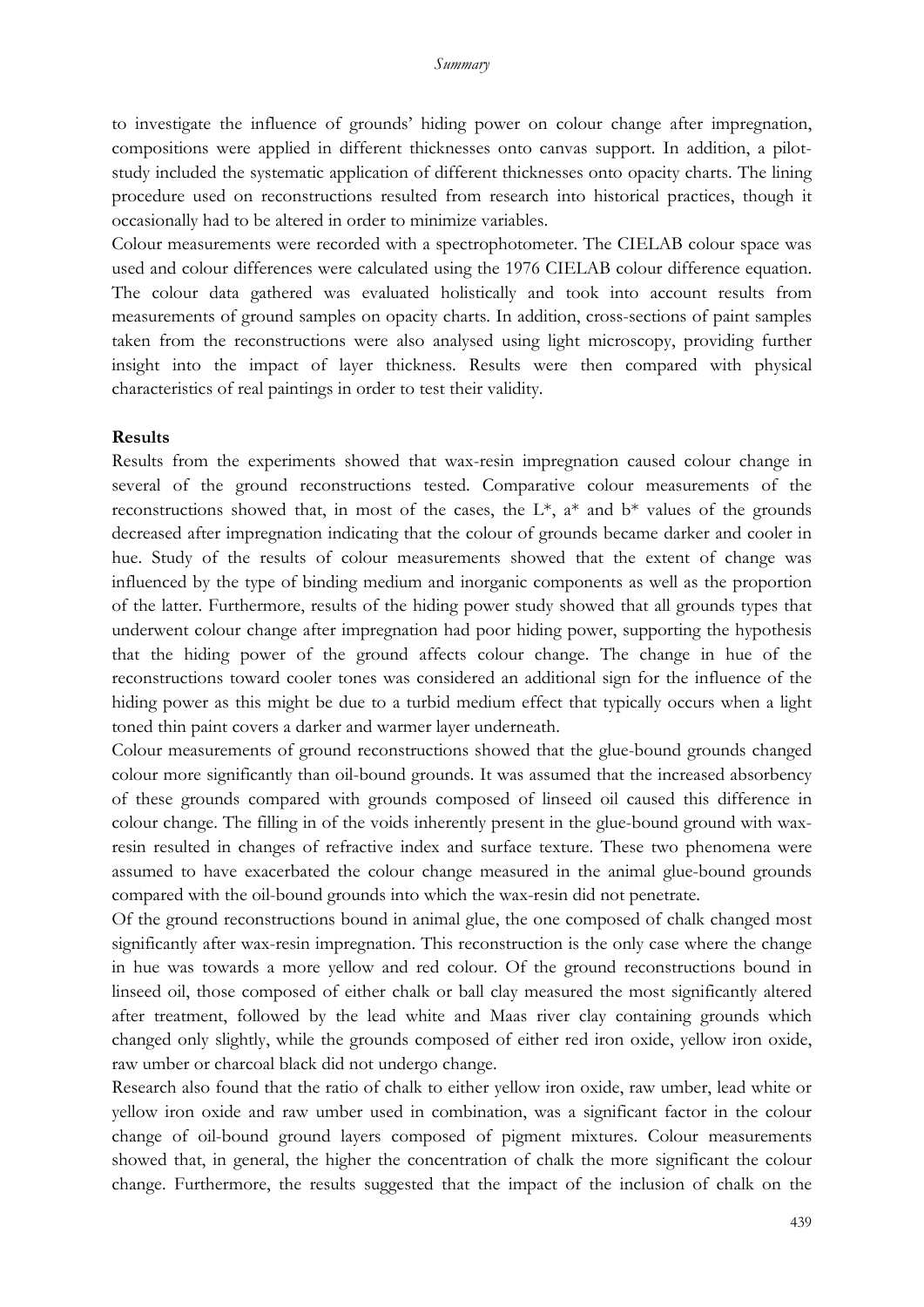to investigate the influence of grounds' hiding power on colour change after impregnation, compositions were applied in different thicknesses onto canvas support. In addition, a pilot-study included the systematic application of different thicknesses onto opacity charts. The lining procedure used on reconstructions resulted from research into historical practices, though it occasionally had to be altered in order to minimize variables.

Colour measurements were recorded with a spectrophotometer. The CIELAB colour space was used and colour differences were calculated using the 1976 CIELAB colour difference equation. The colour data gathered was evaluated holistically and took into account results from measurements of ground samples on opacity charts. In addition, cross-sections of paint samples taken from the reconstructions were also analysed using light microscopy, providing further insight into the impact of layer thickness. Results were then compared with physical characteristics of real paintings in order to test their validity.

**Results**

Results from the experiments showed that wax-resin impregnation caused colour change in several of the ground reconstructions tested. Comparative colour measurements of the reconstructions showed that, in most of the cases, the $L^*$, $a^*$ and $b^*$ values of the grounds decreased after impregnation indicating that the colour of grounds became darker and cooler in hue. Study of the results of colour measurements showed that the extent of change was influenced by the type of binding medium and inorganic components as well as the proportion of the latter. Furthermore, results of the hiding power study showed that all grounds types that underwent colour change after impregnation had poor hiding power, supporting the hypothesis that the hiding power of the ground affects colour change. The change in hue of the reconstructions toward cooler tones was considered an additional sign for the influence of the hiding power as this might be due to a turbid medium effect that typically occurs when a light toned thin paint covers a darker and warmer layer underneath.

Colour measurements of ground reconstructions showed that the glue-bound grounds changed colour more significantly than oil-bound grounds. It was assumed that the increased absorbency of these grounds compared with grounds composed of linseed oil caused this difference in colour change. The filling in of the voids inherently present in the glue-bound ground with wax-resin resulted in changes of refractive index and surface texture. These two phenomena were assumed to have exacerbated the colour change measured in the animal glue-bound grounds compared with the oil-bound grounds into which the wax-resin did not penetrate.

Of the ground reconstructions bound in animal glue, the one composed of chalk changed most significantly after wax-resin impregnation. This reconstruction is the only case where the change in hue was towards a more yellow and red colour. Of the ground reconstructions bound in linseed oil, those composed of either chalk or ball clay measured the most significantly altered after treatment, followed by the lead white and Maas river clay containing grounds which changed only slightly, while the grounds composed of either red iron oxide, yellow iron oxide, raw umber or charcoal black did not undergo change.

Research also found that the ratio of chalk to either yellow iron oxide, raw umber, lead white or yellow iron oxide and raw umber used in combination, was a significant factor in the colour change of oil-bound ground layers composed of pigment mixtures. Colour measurements showed that, in general, the higher the concentration of chalk the more significant the colour change. Furthermore, the results suggested that the impact of the inclusion of chalk on the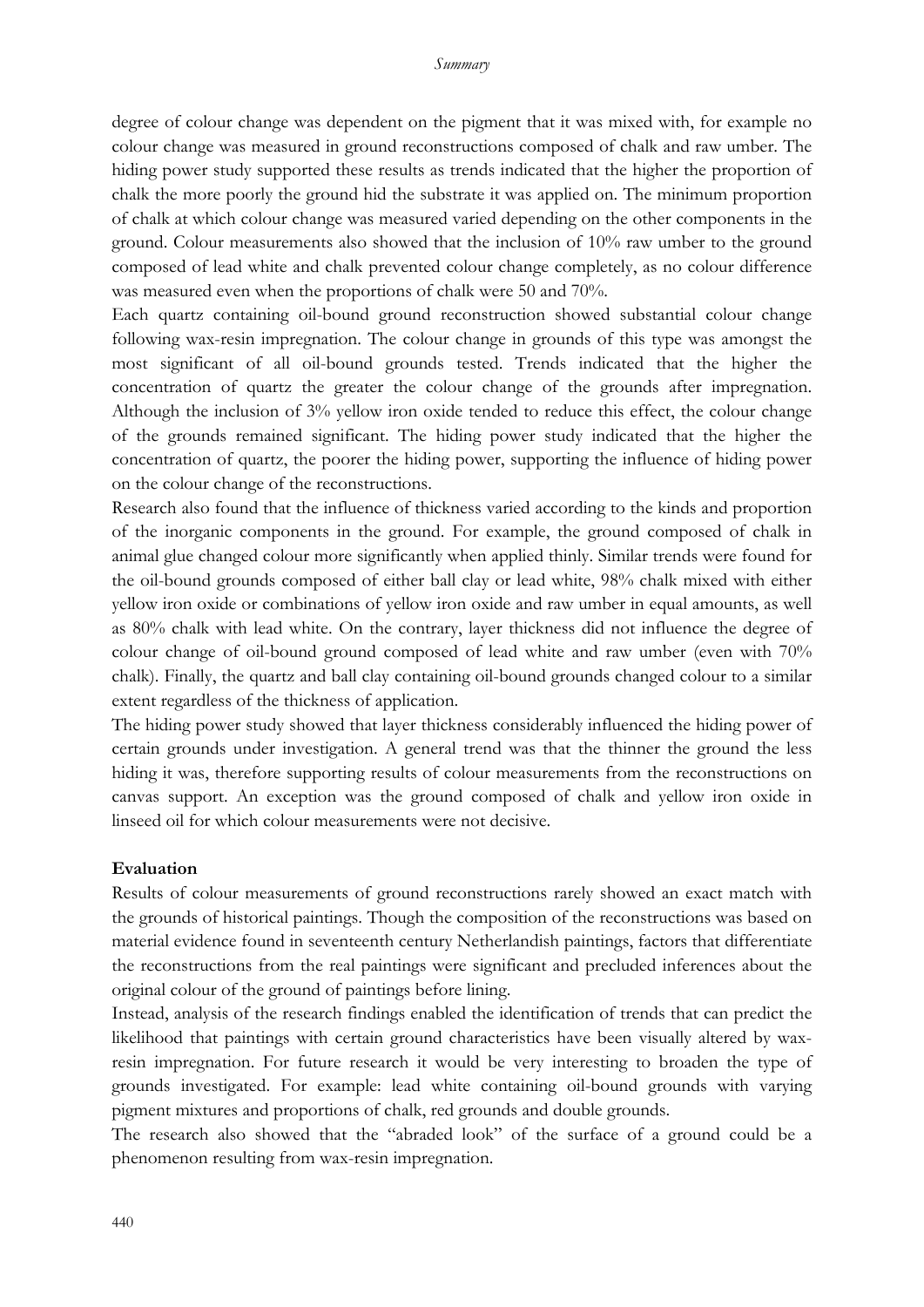degree of colour change was dependent on the pigment that it was mixed with, for example no colour change was measured in ground reconstructions composed of chalk and raw umber. The hiding power study supported these results as trends indicated that the higher the proportion of chalk the more poorly the ground hid the substrate it was applied on. The minimum proportion of chalk at which colour change was measured varied depending on the other components in the ground. Colour measurements also showed that the inclusion of 10% raw umber to the ground composed of lead white and chalk prevented colour change completely, as no colour difference was measured even when the proportions of chalk were 50 and 70%.

Each quartz containing oil-bound ground reconstruction showed substantial colour change following wax-resin impregnation. The colour change in grounds of this type was amongst the most significant of all oil-bound grounds tested. Trends indicated that the higher the concentration of quartz the greater the colour change of the grounds after impregnation. Although the inclusion of 3% yellow iron oxide tended to reduce this effect, the colour change of the grounds remained significant. The hiding power study indicated that the higher the concentration of quartz, the poorer the hiding power, supporting the influence of hiding power on the colour change of the reconstructions.

Research also found that the influence of thickness varied according to the kinds and proportion of the inorganic components in the ground. For example, the ground composed of chalk in animal glue changed colour more significantly when applied thinly. Similar trends were found for the oil-bound grounds composed of either ball clay or lead white, 98% chalk mixed with either yellow iron oxide or combinations of yellow iron oxide and raw umber in equal amounts, as well as 80% chalk with lead white. On the contrary, layer thickness did not influence the degree of colour change of oil-bound ground composed of lead white and raw umber (even with 70% chalk). Finally, the quartz and ball clay containing oil-bound grounds changed colour to a similar extent regardless of the thickness of application.

The hiding power study showed that layer thickness considerably influenced the hiding power of certain grounds under investigation. A general trend was that the thinner the ground the less hiding it was, therefore supporting results of colour measurements from the reconstructions on canvas support. An exception was the ground composed of chalk and yellow iron oxide in linseed oil for which colour measurements were not decisive.

**Evaluation**

Results of colour measurements of ground reconstructions rarely showed an exact match with the grounds of historical paintings. Though the composition of the reconstructions was based on material evidence found in seventeenth century Netherlandish paintings, factors that differentiate the reconstructions from the real paintings were significant and precluded inferences about the original colour of the ground of paintings before lining.

Instead, analysis of the research findings enabled the identification of trends that can predict the likelihood that paintings with certain ground characteristics have been visually altered by wax-resin impregnation. For future research it would be very interesting to broaden the type of grounds investigated. For example: lead white containing oil-bound grounds with varying pigment mixtures and proportions of chalk, red grounds and double grounds.

The research also showed that the "abraded look" of the surface of a ground could be a phenomenon resulting from wax-resin impregnation.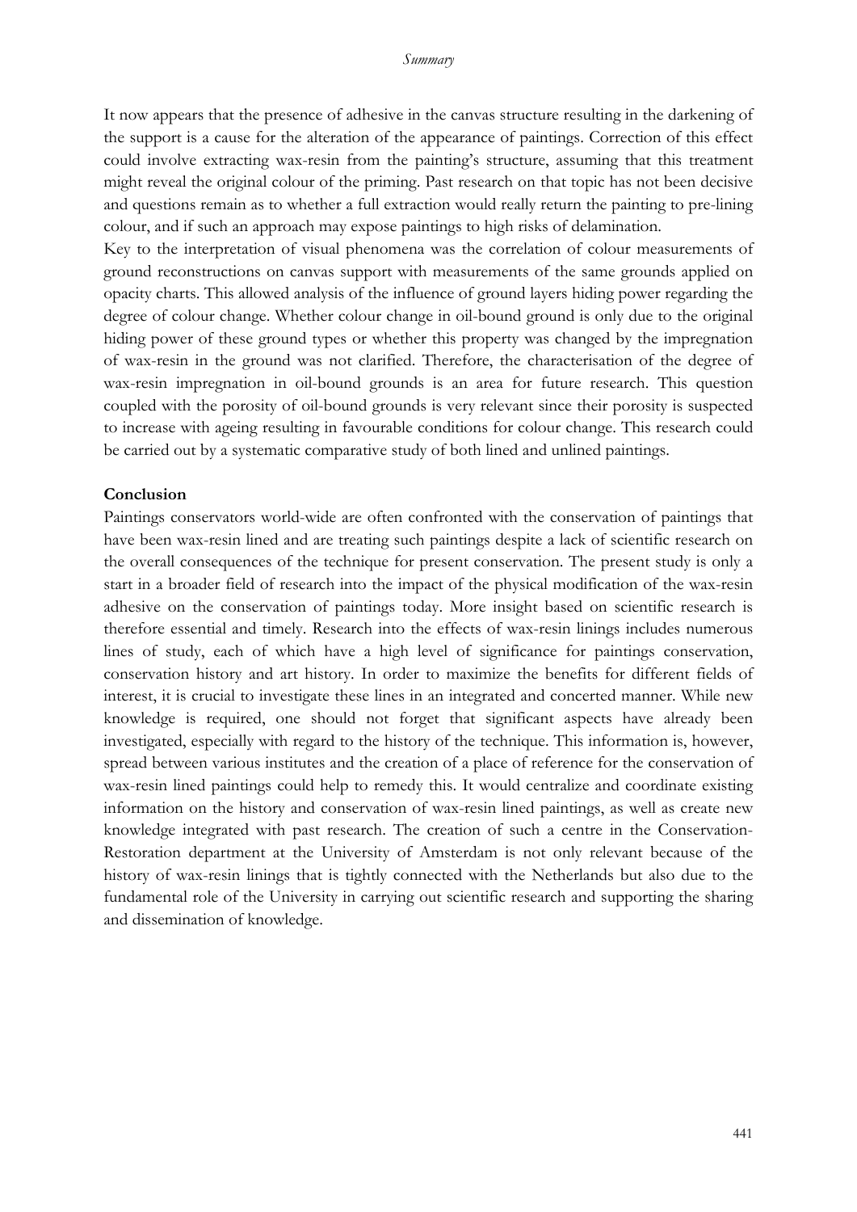It now appears that the presence of adhesive in the canvas structure resulting in the darkening of the support is a cause for the alteration of the appearance of paintings. Correction of this effect could involve extracting wax-resin from the painting's structure, assuming that this treatment might reveal the original colour of the priming. Past research on that topic has not been decisive and questions remain as to whether a full extraction would really return the painting to pre-lining colour, and if such an approach may expose paintings to high risks of delamination.

Key to the interpretation of visual phenomena was the correlation of colour measurements of ground reconstructions on canvas support with measurements of the same grounds applied on opacity charts. This allowed analysis of the influence of ground layers hiding power regarding the degree of colour change. Whether colour change in oil-bound ground is only due to the original hiding power of these ground types or whether this property was changed by the impregnation of wax-resin in the ground was not clarified. Therefore, the characterisation of the degree of wax-resin impregnation in oil-bound grounds is an area for future research. This question coupled with the porosity of oil-bound grounds is very relevant since their porosity is suspected to increase with ageing resulting in favourable conditions for colour change. This research could be carried out by a systematic comparative study of both lined and unlined paintings.

**Conclusion**

Paintings conservators world-wide are often confronted with the conservation of paintings that have been wax-resin lined and are treating such paintings despite a lack of scientific research on the overall consequences of the technique for present conservation. The present study is only a start in a broader field of research into the impact of the physical modification of the wax-resin adhesive on the conservation of paintings today. More insight based on scientific research is therefore essential and timely. Research into the effects of wax-resin linings includes numerous lines of study, each of which have a high level of significance for paintings conservation, conservation history and art history. In order to maximize the benefits for different fields of interest, it is crucial to investigate these lines in an integrated and concerted manner. While new knowledge is required, one should not forget that significant aspects have already been investigated, especially with regard to the history of the technique. This information is, however, spread between various institutes and the creation of a place of reference for the conservation of wax-resin lined paintings could help to remedy this. It would centralize and coordinate existing information on the history and conservation of wax-resin lined paintings, as well as create new knowledge integrated with past research. The creation of such a centre in the Conservation-Restoration department at the University of Amsterdam is not only relevant because of the history of wax-resin linings that is tightly connected with the Netherlands but also due to the fundamental role of the University in carrying out scientific research and supporting the sharing and dissemination of knowledge.